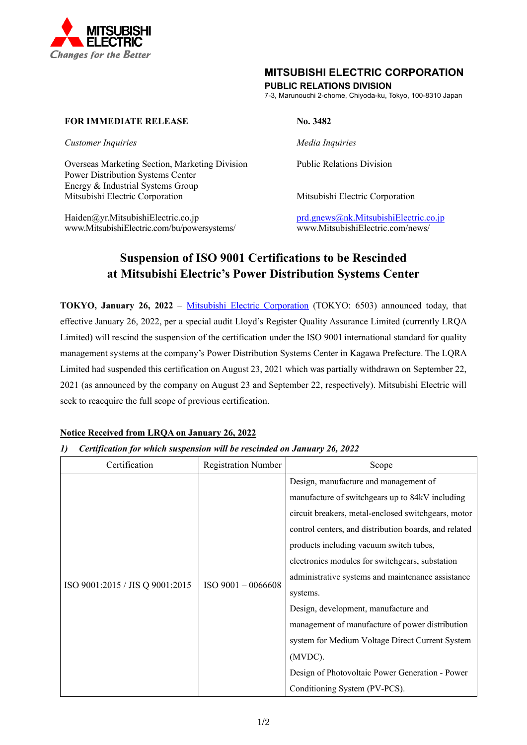**MITSUBISHI ELECTRIC**
*Changes for the Better*

**MITSUBISHI ELECTRIC CORPORATION**
**PUBLIC RELATIONS DIVISION**
7-3, Marunouchi 2-chome, Chiyoda-ku, Tokyo, 100-8310 Japan

**FOR IMMEDIATE RELEASE**

**No. 3482**

*Customer Inquiries*

Overseas Marketing Section, Marketing Division
Power Distribution Systems Center
Energy & Industrial Systems Group
Mitsubishi Electric Corporation

Haiden@yr.MitsubishiElectric.co.jp
www.MitsubishiElectric.com/bu/powersystems/

*Media Inquiries*

Public Relations Division

Mitsubishi Electric Corporation

prd.gnews@nk.MitsubishiElectric.co.jp
www.MitsubishiElectric.com/news/

# Suspension of ISO 9001 Certifications to be Rescinded at Mitsubishi Electric's Power Distribution Systems Center

**TOKYO, January 26, 2022** – Mitsubishi Electric Corporation (TOKYO: 6503) announced today, that effective January 26, 2022, per a special audit Lloyd's Register Quality Assurance Limited (currently LRQA Limited) will rescind the suspension of the certification under the ISO 9001 international standard for quality management systems at the company's Power Distribution Systems Center in Kagawa Prefecture. The LQRA Limited had suspended this certification on August 23, 2021 which was partially withdrawn on September 22, 2021 (as announced by the company on August 23 and September 22, respectively). Mitsubishi Electric will seek to reacquire the full scope of previous certification.

**Notice Received from LRQA on January 26, 2022**

***1) Certification for which suspension will be rescinded on January 26, 2022***

| Certification | Registration Number | Scope |
|---|---|---|
| ISO 9001:2015 / JIS Q 9001:2015 | ISO 9001 – 0066608 | Design, manufacture and management of manufacture of switchgears up to 84kV including circuit breakers, metal-enclosed switchgears, motor control centers, and distribution boards, and related products including vacuum switch tubes, electronics modules for switchgears, substation administrative systems and maintenance assistance systems.<br>Design, development, manufacture and management of manufacture of power distribution system for Medium Voltage Direct Current System (MVDC).<br>Design of Photovoltaic Power Generation - Power Conditioning System (PV-PCS). |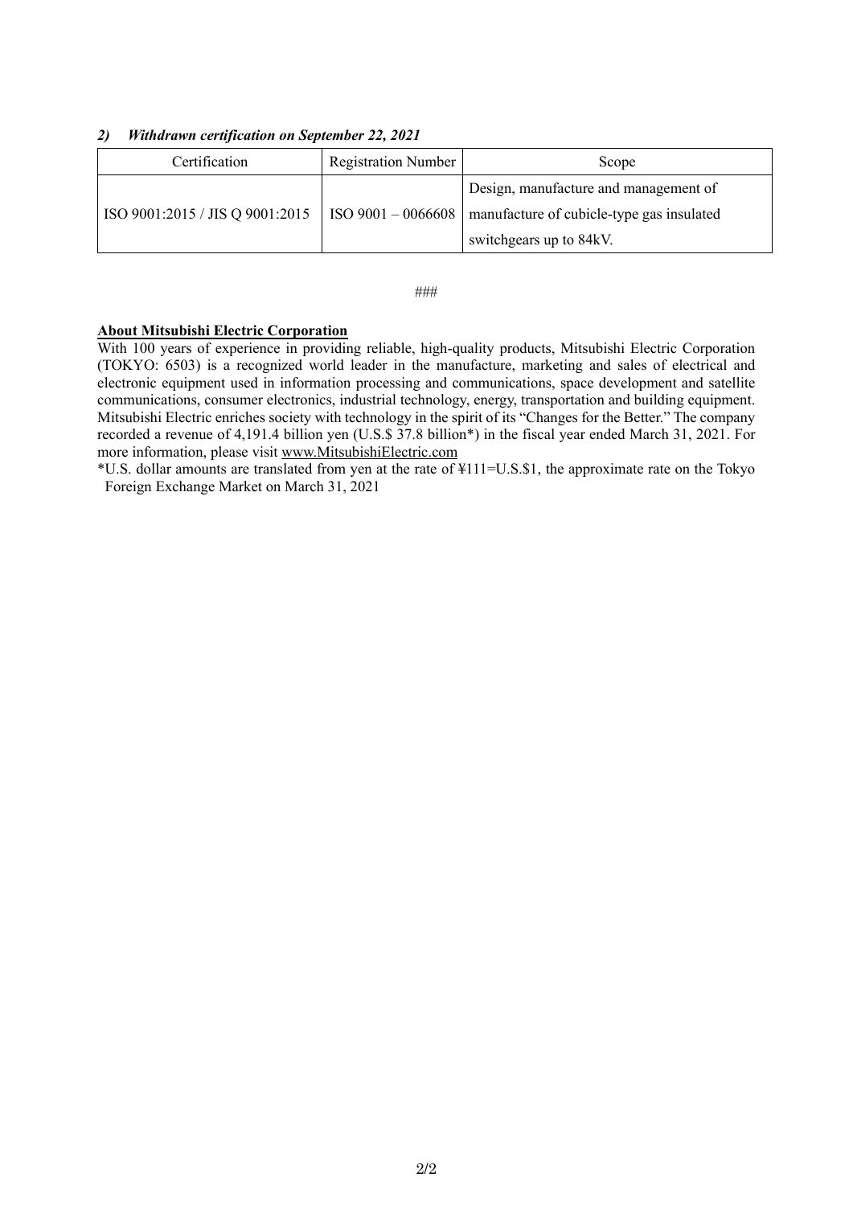*2) Withdrawn certification on September 22, 2021*

| Certification | Registration Number | Scope |
| --- | --- | --- |
| ISO 9001:2015 / JIS Q 9001:2015 | ISO 9001 – 0066608 | Design, manufacture and management of manufacture of cubicle-type gas insulated switchgears up to 84kV. |

###

**About Mitsubishi Electric Corporation**

With 100 years of experience in providing reliable, high-quality products, Mitsubishi Electric Corporation (TOKYO: 6503) is a recognized world leader in the manufacture, marketing and sales of electrical and electronic equipment used in information processing and communications, space development and satellite communications, consumer electronics, industrial technology, energy, transportation and building equipment. Mitsubishi Electric enriches society with technology in the spirit of its "Changes for the Better." The company recorded a revenue of 4,191.4 billion yen (U.S.$ 37.8 billion*) in the fiscal year ended March 31, 2021. For more information, please visit www.MitsubishiElectric.com

*U.S. dollar amounts are translated from yen at the rate of ¥111=U.S.$1, the approximate rate on the Tokyo Foreign Exchange Market on March 31, 2021